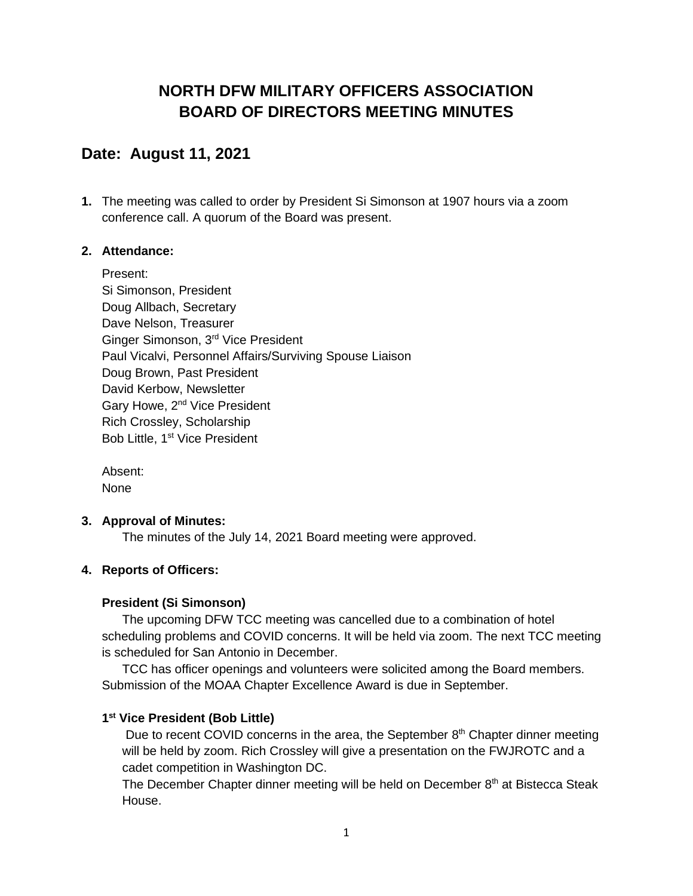# NORTH DFW MILITARY OFFICERS ASSOCIATION
# BOARD OF DIRECTORS MEETING MINUTES

## Date: August 11, 2021

1. The meeting was called to order by President Si Simonson at 1907 hours via a zoom conference call. A quorum of the Board was present.

2. **Attendance:**

   Present:
   Si Simonson, President
   Doug Allbach, Secretary
   Dave Nelson, Treasurer
   Ginger Simonson, 3rd Vice President
   Paul Vicalvi, Personnel Affairs/Surviving Spouse Liaison
   Doug Brown, Past President
   David Kerbow, Newsletter
   Gary Howe, 2nd Vice President
   Rich Crossley, Scholarship
   Bob Little, 1st Vice President

   Absent:
   None

3. **Approval of Minutes:**
   The minutes of the July 14, 2021 Board meeting were approved.

4. **Reports of Officers:**

**President (Si Simonson)**

The upcoming DFW TCC meeting was cancelled due to a combination of hotel scheduling problems and COVID concerns. It will be held via zoom. The next TCC meeting is scheduled for San Antonio in December.

TCC has officer openings and volunteers were solicited among the Board members. Submission of the MOAA Chapter Excellence Award is due in September.

**1st Vice President (Bob Little)**

Due to recent COVID concerns in the area, the September 8th Chapter dinner meeting will be held by zoom. Rich Crossley will give a presentation on the FWJROTC and a cadet competition in Washington DC.

The December Chapter dinner meeting will be held on December 8th at Bistecca Steak House.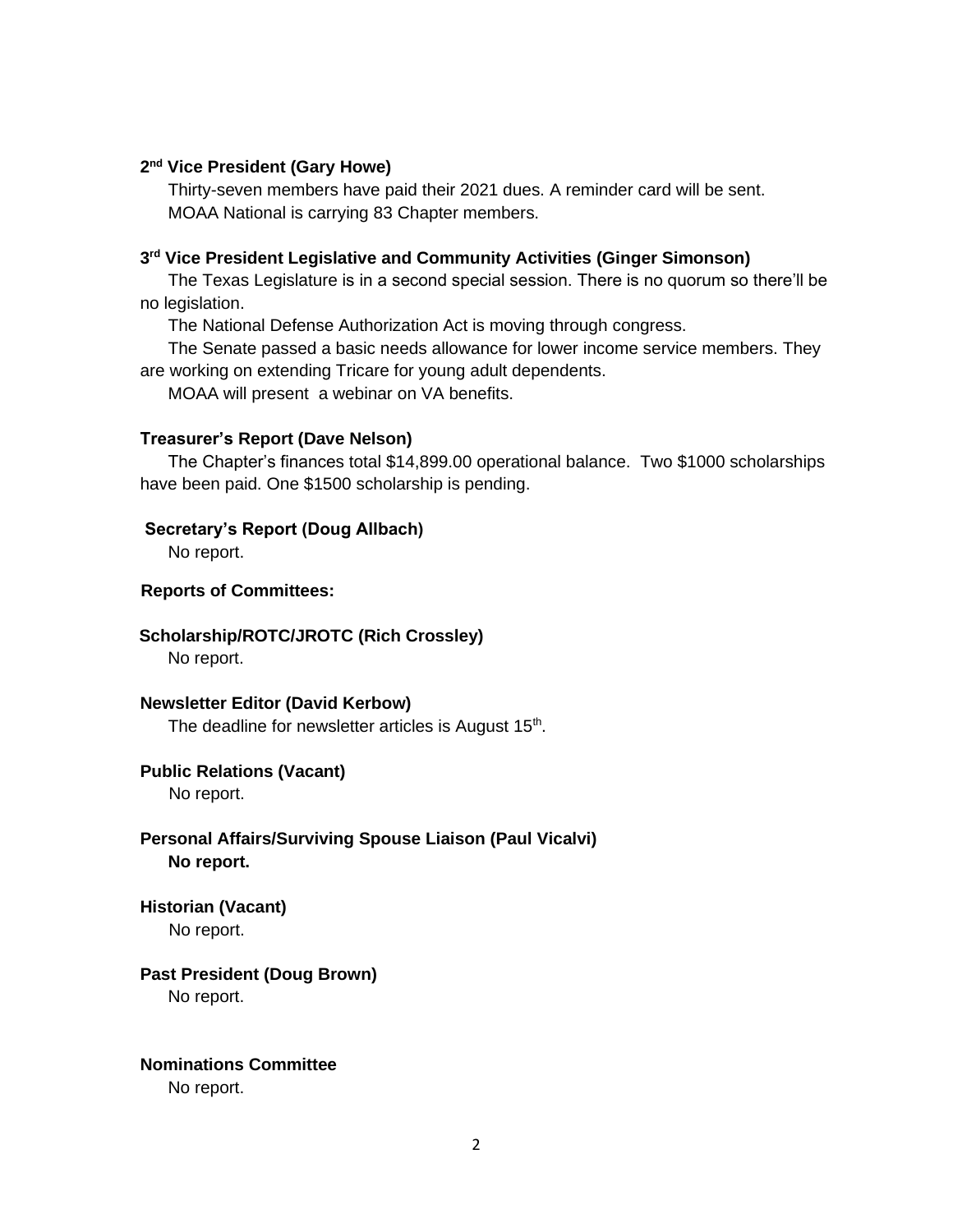**2nd Vice President (Gary Howe)**

Thirty-seven members have paid their 2021 dues. A reminder card will be sent.
MOAA National is carrying 83 Chapter members.

**3rd Vice President Legislative and Community Activities (Ginger Simonson)**

The Texas Legislature is in a second special session. There is no quorum so there'll be no legislation.

The National Defense Authorization Act is moving through congress.

The Senate passed a basic needs allowance for lower income service members. They are working on extending Tricare for young adult dependents.

MOAA will present a webinar on VA benefits.

**Treasurer's Report (Dave Nelson)**

The Chapter's finances total $14,899.00 operational balance. Two $1000 scholarships have been paid. One $1500 scholarship is pending.

**Secretary's Report (Doug Allbach)**

No report.

**Reports of Committees:**

**Scholarship/ROTC/JROTC (Rich Crossley)**

No report.

**Newsletter Editor (David Kerbow)**

The deadline for newsletter articles is August 15th.

**Public Relations (Vacant)**

No report.

**Personal Affairs/Surviving Spouse Liaison (Paul Vicalvi)**

**No report.**

**Historian (Vacant)**

No report.

**Past President (Doug Brown)**

No report.

**Nominations Committee**

No report.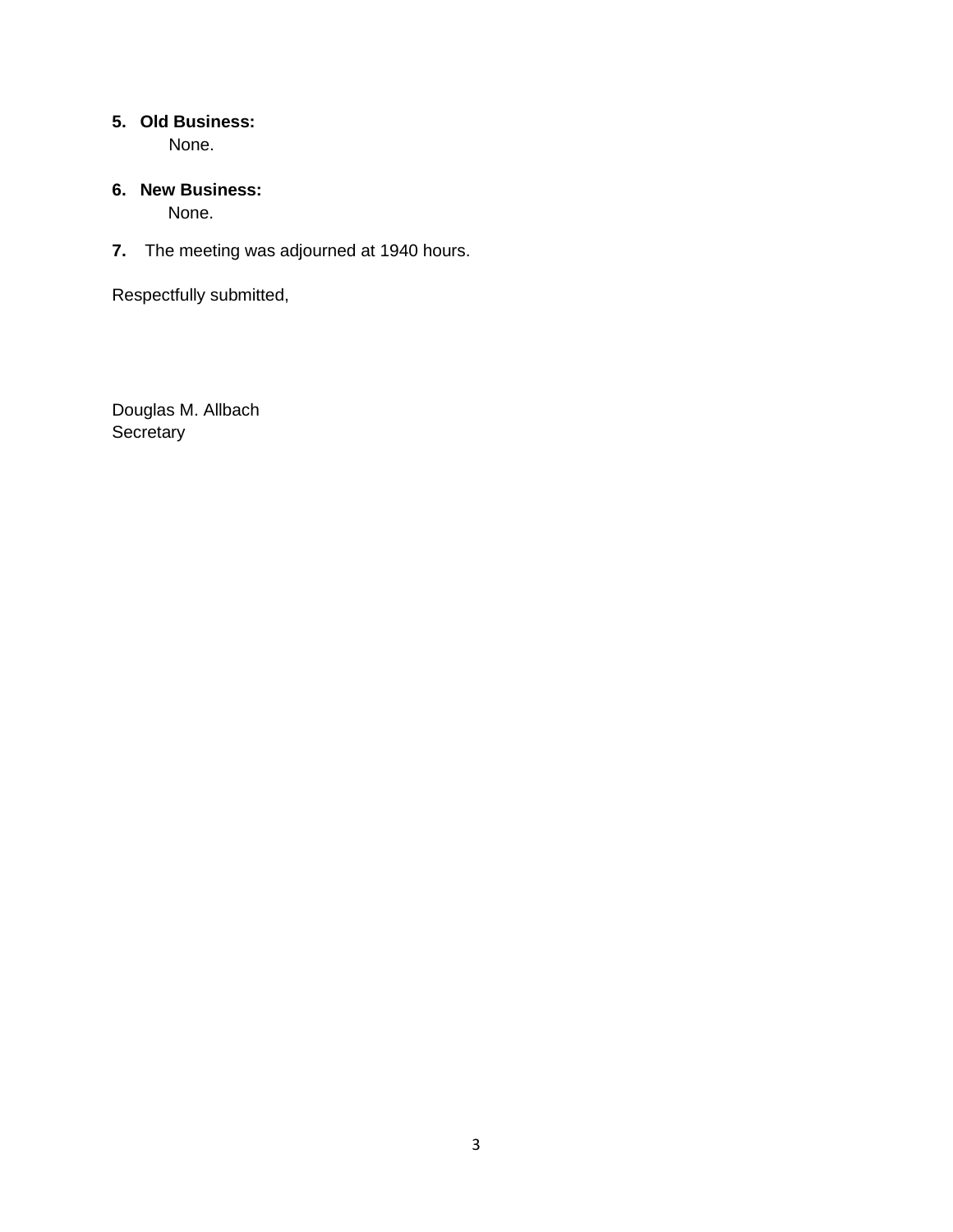**5. Old Business:**

None.

**6. New Business:**

None.

**7.** The meeting was adjourned at 1940 hours.

Respectfully submitted,

Douglas M. Allbach
Secretary